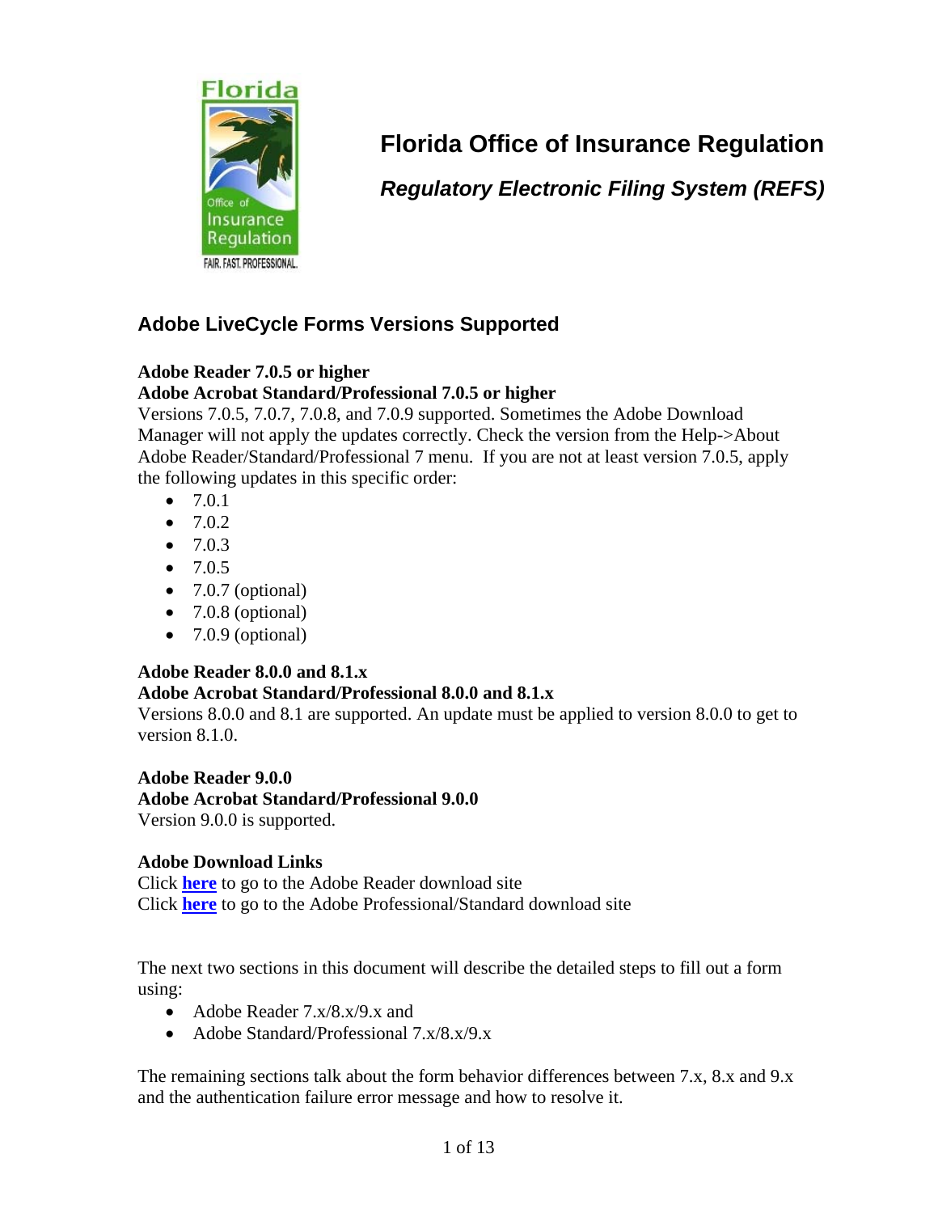# Florida Office of Insurance Regulation

***Regulatory Electronic Filing System (REFS)***

## Adobe LiveCycle Forms Versions Supported

**Adobe Reader 7.0.5 or higher**
**Adobe Acrobat Standard/Professional 7.0.5 or higher**
Versions 7.0.5, 7.0.7, 7.0.8, and 7.0.9 supported. Sometimes the Adobe Download Manager will not apply the updates correctly. Check the version from the Help->About Adobe Reader/Standard/Professional 7 menu. If you are not at least version 7.0.5, apply the following updates in this specific order:

- 7.0.1
- 7.0.2
- 7.0.3
- 7.0.5
- 7.0.7 (optional)
- 7.0.8 (optional)
- 7.0.9 (optional)

**Adobe Reader 8.0.0 and 8.1.x**
**Adobe Acrobat Standard/Professional 8.0.0 and 8.1.x**
Versions 8.0.0 and 8.1 are supported. An update must be applied to version 8.0.0 to get to version 8.1.0.

**Adobe Reader 9.0.0**
**Adobe Acrobat Standard/Professional 9.0.0**
Version 9.0.0 is supported.

**Adobe Download Links**
Click **here** to go to the Adobe Reader download site
Click **here** to go to the Adobe Professional/Standard download site

The next two sections in this document will describe the detailed steps to fill out a form using:

- Adobe Reader 7.x/8.x/9.x and
- Adobe Standard/Professional 7.x/8.x/9.x

The remaining sections talk about the form behavior differences between 7.x, 8.x and 9.x and the authentication failure error message and how to resolve it.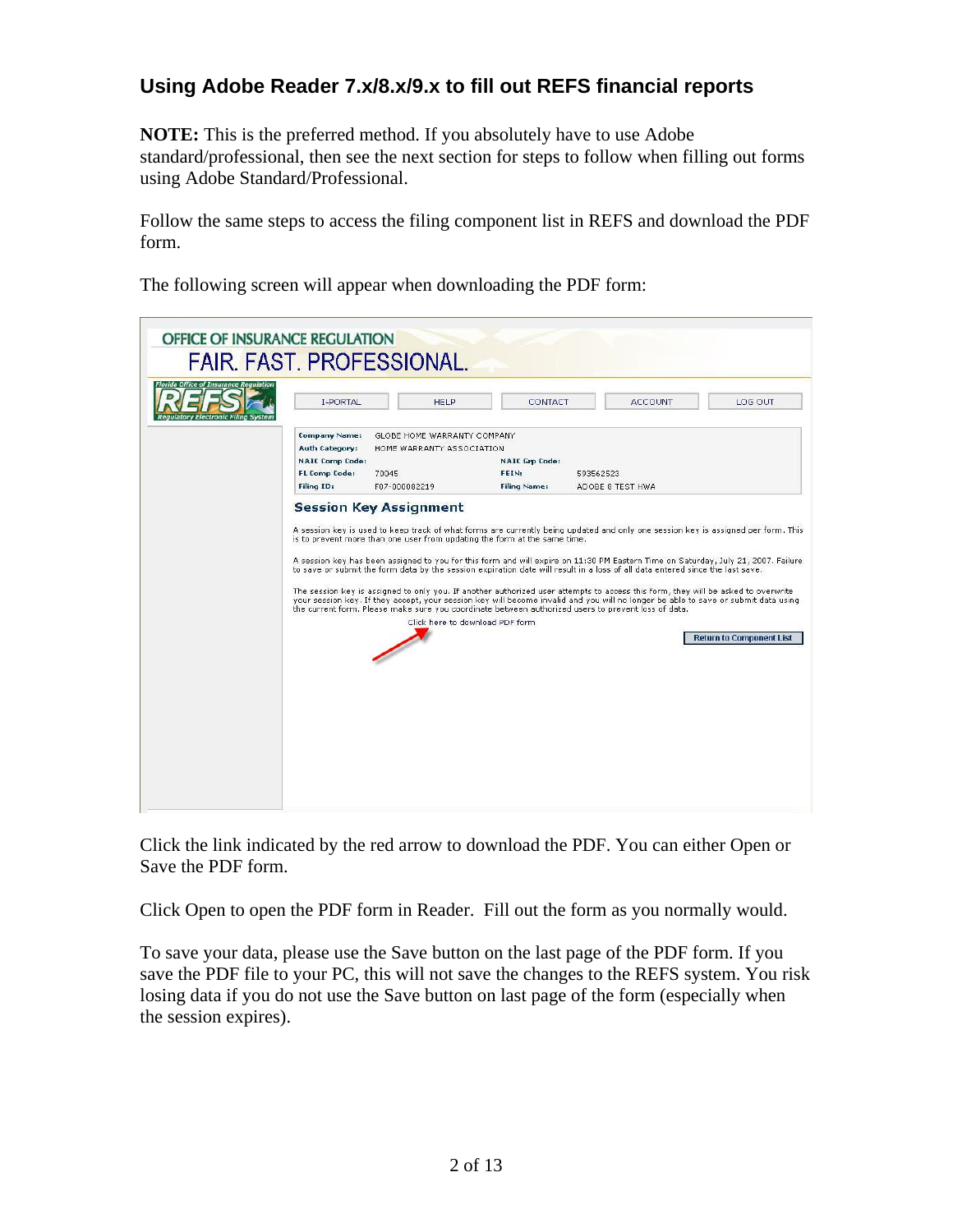## Using Adobe Reader 7.x/8.x/9.x to fill out REFS financial reports

**NOTE:** This is the preferred method. If you absolutely have to use Adobe standard/professional, then see the next section for steps to follow when filling out forms using Adobe Standard/Professional.

Follow the same steps to access the filing component list in REFS and download the PDF form.

The following screen will appear when downloading the PDF form:

OFFICE OF INSURANCE REGULATION
FAIR. FAST. PROFESSIONAL.

Florida Office of Insurance Regulation
REFS
Regulatory Electronic Filing System

I-PORTAL | HELP | CONTACT | ACCOUNT | LOG OUT

| | | | |
|---|---|---|---|
| Company Name: | GLOBE HOME WARRANTY COMPANY | | |
| Auth Category: | HOME WARRANTY ASSOCIATION | | |
| NAIC Comp Code: | | NAIC Grp Code: | |
| FL Comp Code: | 70045 | FEIN: | 593562523 |
| Filing ID: | F07-000082219 | Filing Name: | ADOBE 8 TEST HWA |

**Session Key Assignment**

A session key is used to keep track of what forms are currently being updated and only one session key is assigned per form. This is to prevent more than one user from updating the form at the same time.

A session key has been assigned to you for this form and will expire on 11:30 PM Eastern Time on Saturday, July 21, 2007. Failure to save or submit the form data by the session expiration date will result in a loss of all data entered since the last save.

The session key is assigned to only you. If another authorized user attempts to access this form, they will be asked to overwrite your session key. If they accept, your session key will become invalid and you will no longer be able to save or submit data using the current form. Please make sure you coordinate between authorized users to prevent loss of data.

Click here to download PDF form

Return to Component List

Click the link indicated by the red arrow to download the PDF. You can either Open or Save the PDF form.

Click Open to open the PDF form in Reader. Fill out the form as you normally would.

To save your data, please use the Save button on the last page of the PDF form. If you save the PDF file to your PC, this will not save the changes to the REFS system. You risk losing data if you do not use the Save button on last page of the form (especially when the session expires).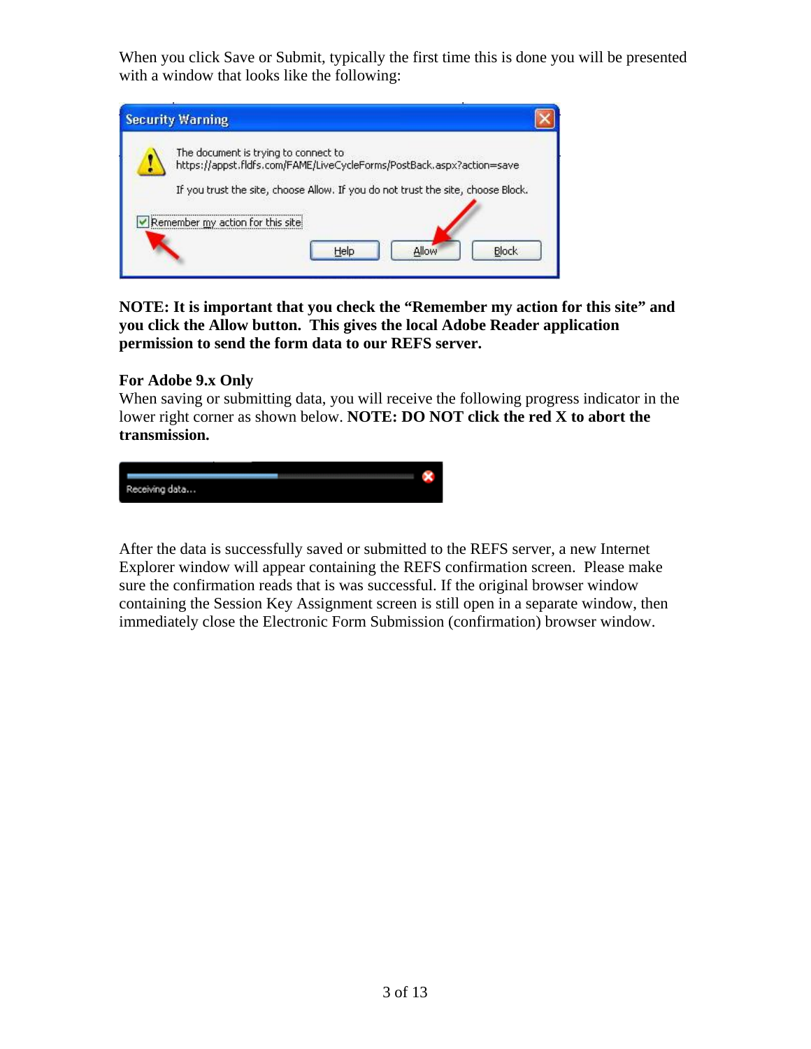When you click Save or Submit, typically the first time this is done you will be presented with a window that looks like the following:

**NOTE: It is important that you check the "Remember my action for this site" and you click the Allow button. This gives the local Adobe Reader application permission to send the form data to our REFS server.**

**For Adobe 9.x Only**

When saving or submitting data, you will receive the following progress indicator in the lower right corner as shown below. **NOTE: DO NOT click the red X to abort the transmission.**

After the data is successfully saved or submitted to the REFS server, a new Internet Explorer window will appear containing the REFS confirmation screen. Please make sure the confirmation reads that is was successful. If the original browser window containing the Session Key Assignment screen is still open in a separate window, then immediately close the Electronic Form Submission (confirmation) browser window.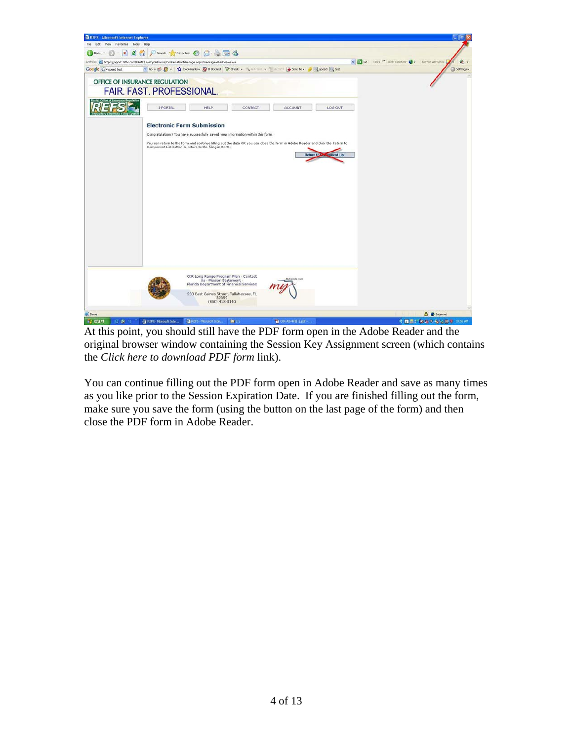At this point, you should still have the PDF form open in the Adobe Reader and the original browser window containing the Session Key Assignment screen (which contains the *Click here to download PDF form* link).

You can continue filling out the PDF form open in Adobe Reader and save as many times as you like prior to the Session Expiration Date. If you are finished filling out the form, make sure you save the form (using the button on the last page of the form) and then close the PDF form in Adobe Reader.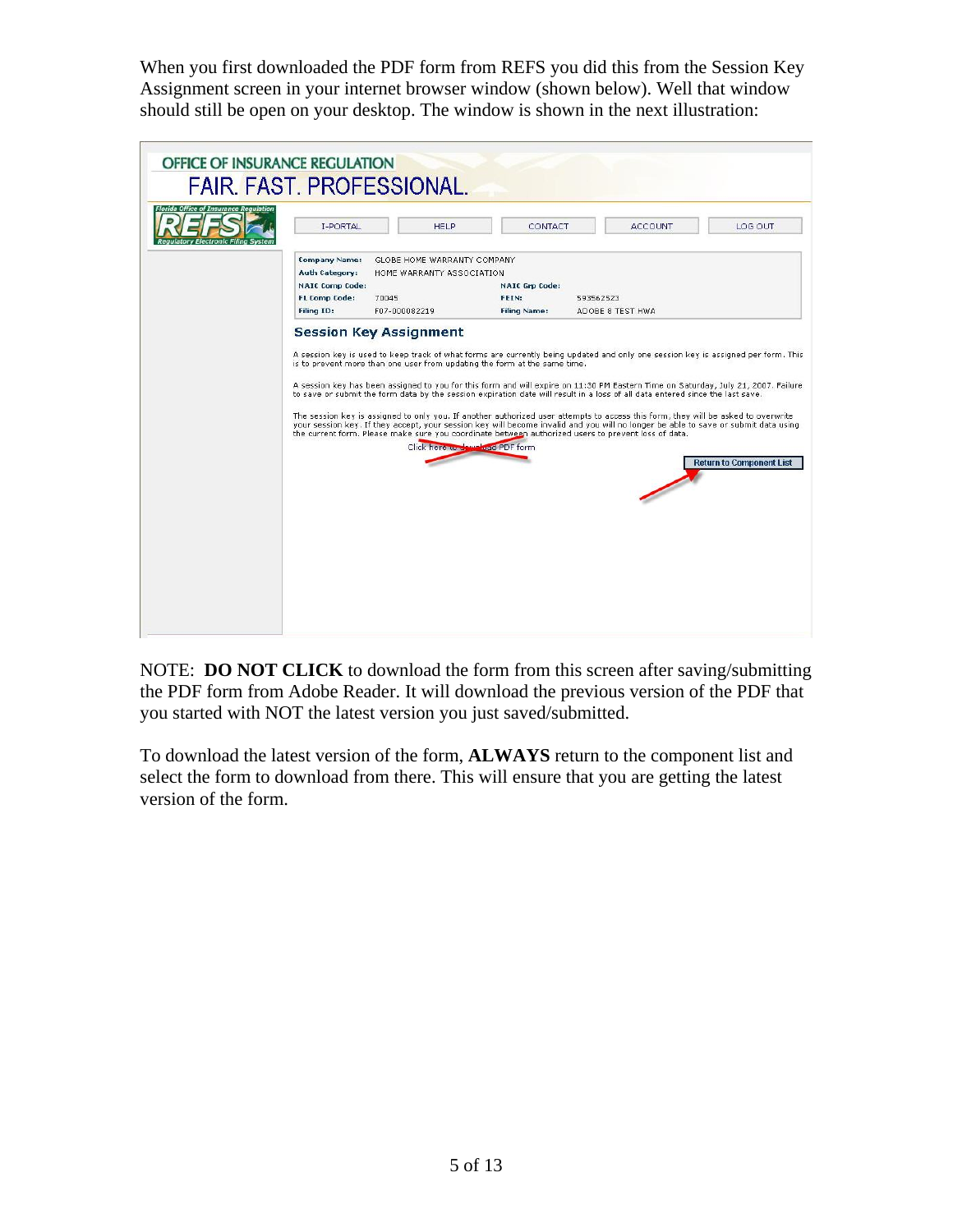When you first downloaded the PDF form from REFS you did this from the Session Key Assignment screen in your internet browser window (shown below). Well that window should still be open on your desktop. The window is shown in the next illustration:

NOTE: **DO NOT CLICK** to download the form from this screen after saving/submitting the PDF form from Adobe Reader. It will download the previous version of the PDF that you started with NOT the latest version you just saved/submitted.

To download the latest version of the form, **ALWAYS** return to the component list and select the form to download from there. This will ensure that you are getting the latest version of the form.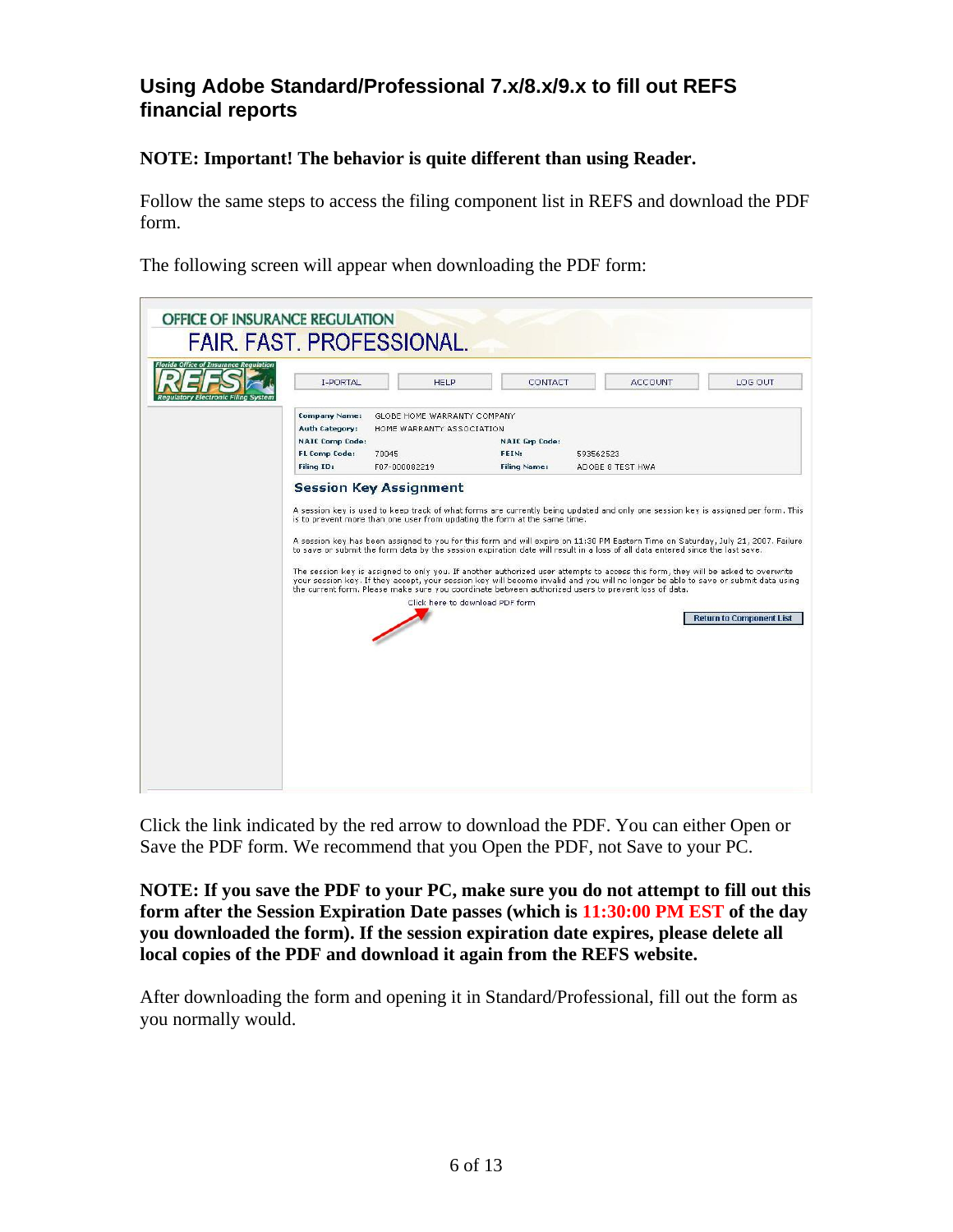## Using Adobe Standard/Professional 7.x/8.x/9.x to fill out REFS financial reports

**NOTE: Important! The behavior is quite different than using Reader.**

Follow the same steps to access the filing component list in REFS and download the PDF form.

The following screen will appear when downloading the PDF form:

Click the link indicated by the red arrow to download the PDF. You can either Open or Save the PDF form. We recommend that you Open the PDF, not Save to your PC.

**NOTE: If you save the PDF to your PC, make sure you do not attempt to fill out this form after the Session Expiration Date passes (which is 11:30:00 PM EST of the day you downloaded the form). If the session expiration date expires, please delete all local copies of the PDF and download it again from the REFS website.**

After downloading the form and opening it in Standard/Professional, fill out the form as you normally would.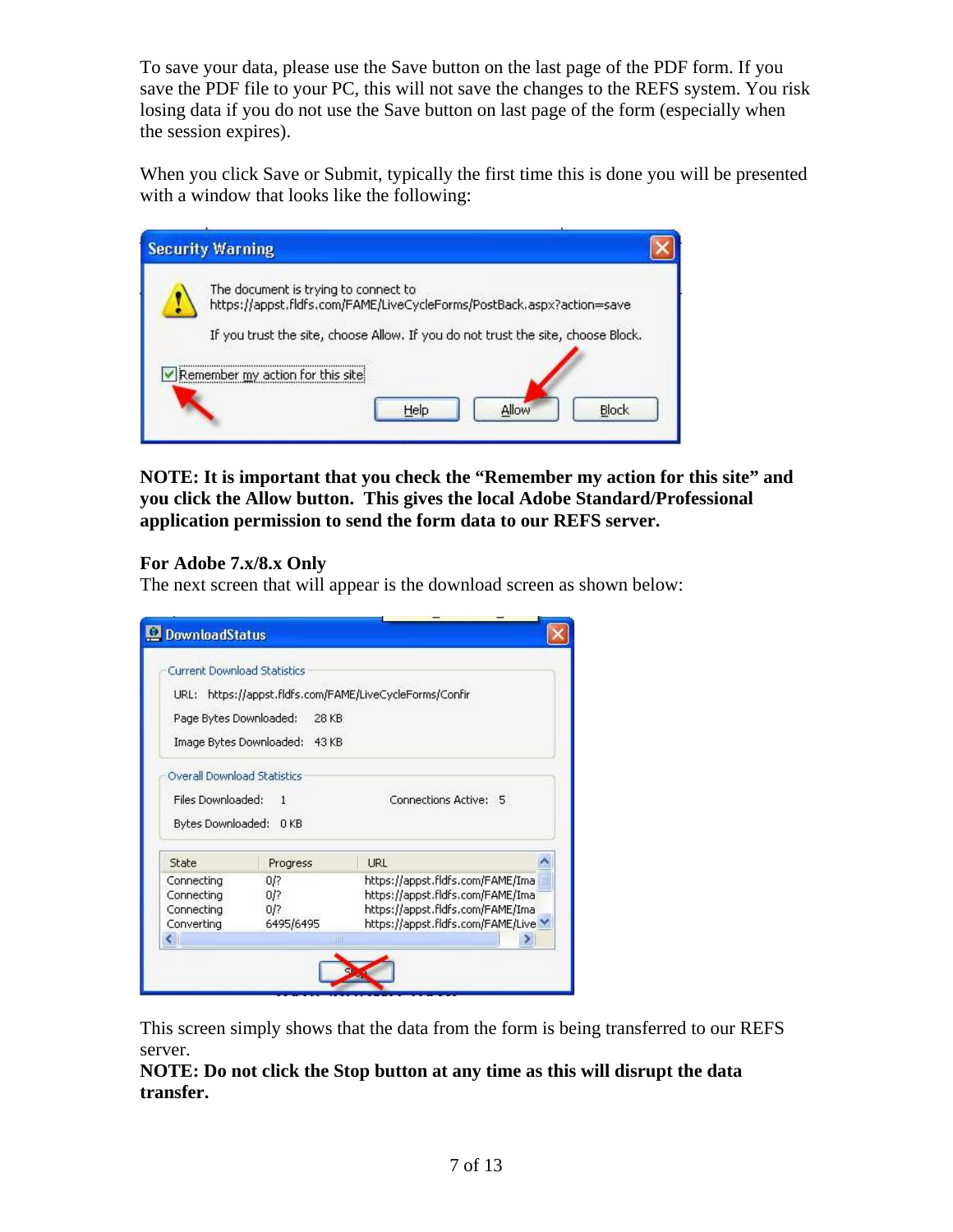To save your data, please use the Save button on the last page of the PDF form. If you save the PDF file to your PC, this will not save the changes to the REFS system. You risk losing data if you do not use the Save button on last page of the form (especially when the session expires).

When you click Save or Submit, typically the first time this is done you will be presented with a window that looks like the following:

**NOTE: It is important that you check the "Remember my action for this site" and you click the Allow button. This gives the local Adobe Standard/Professional application permission to send the form data to our REFS server.**

**For Adobe 7.x/8.x Only**

The next screen that will appear is the download screen as shown below:

This screen simply shows that the data from the form is being transferred to our REFS server.

**NOTE: Do not click the Stop button at any time as this will disrupt the data transfer.**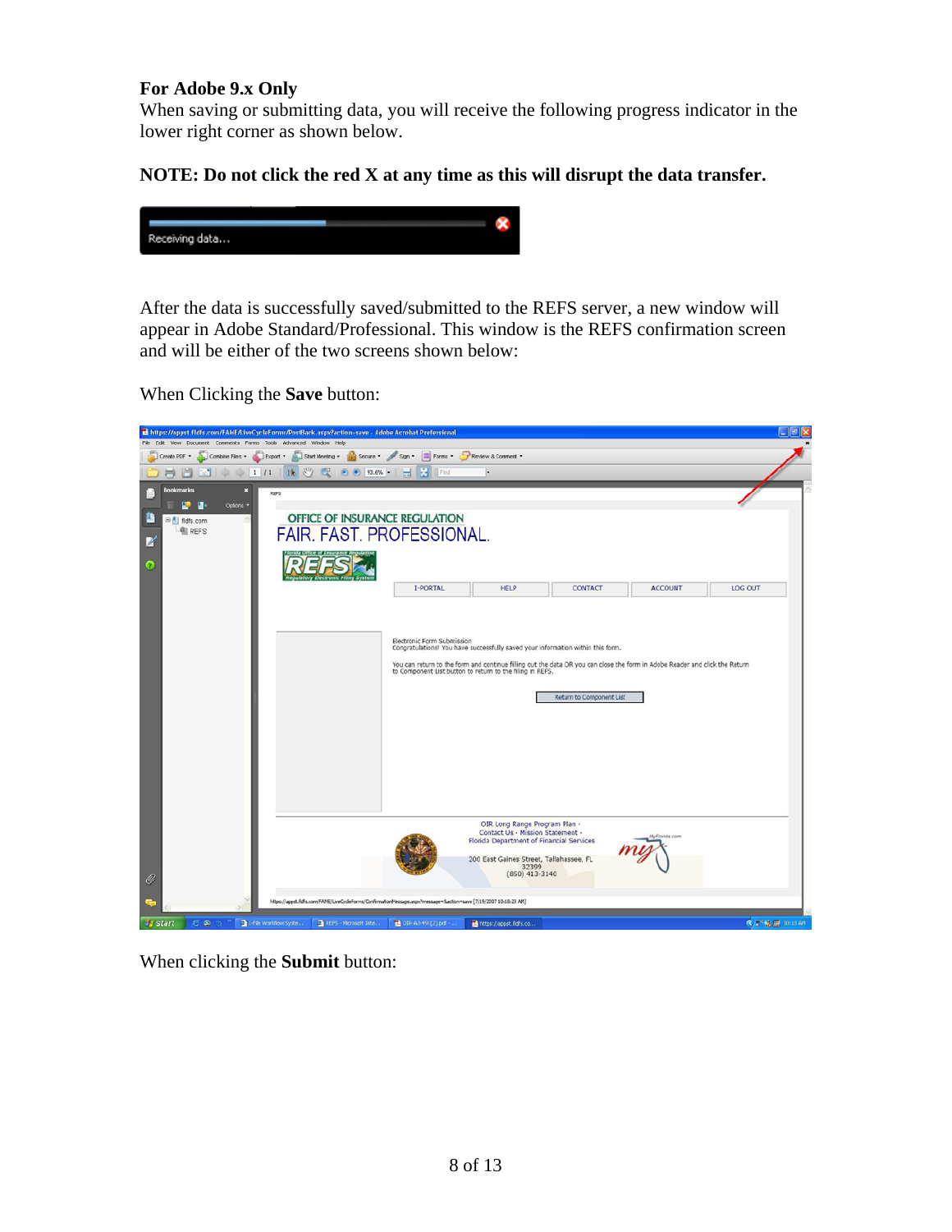**For Adobe 9.x Only**
When saving or submitting data, you will receive the following progress indicator in the lower right corner as shown below.

**NOTE: Do not click the red X at any time as this will disrupt the data transfer.**

After the data is successfully saved/submitted to the REFS server, a new window will appear in Adobe Standard/Professional. This window is the REFS confirmation screen and will be either of the two screens shown below:

When Clicking the **Save** button:

When clicking the **Submit** button: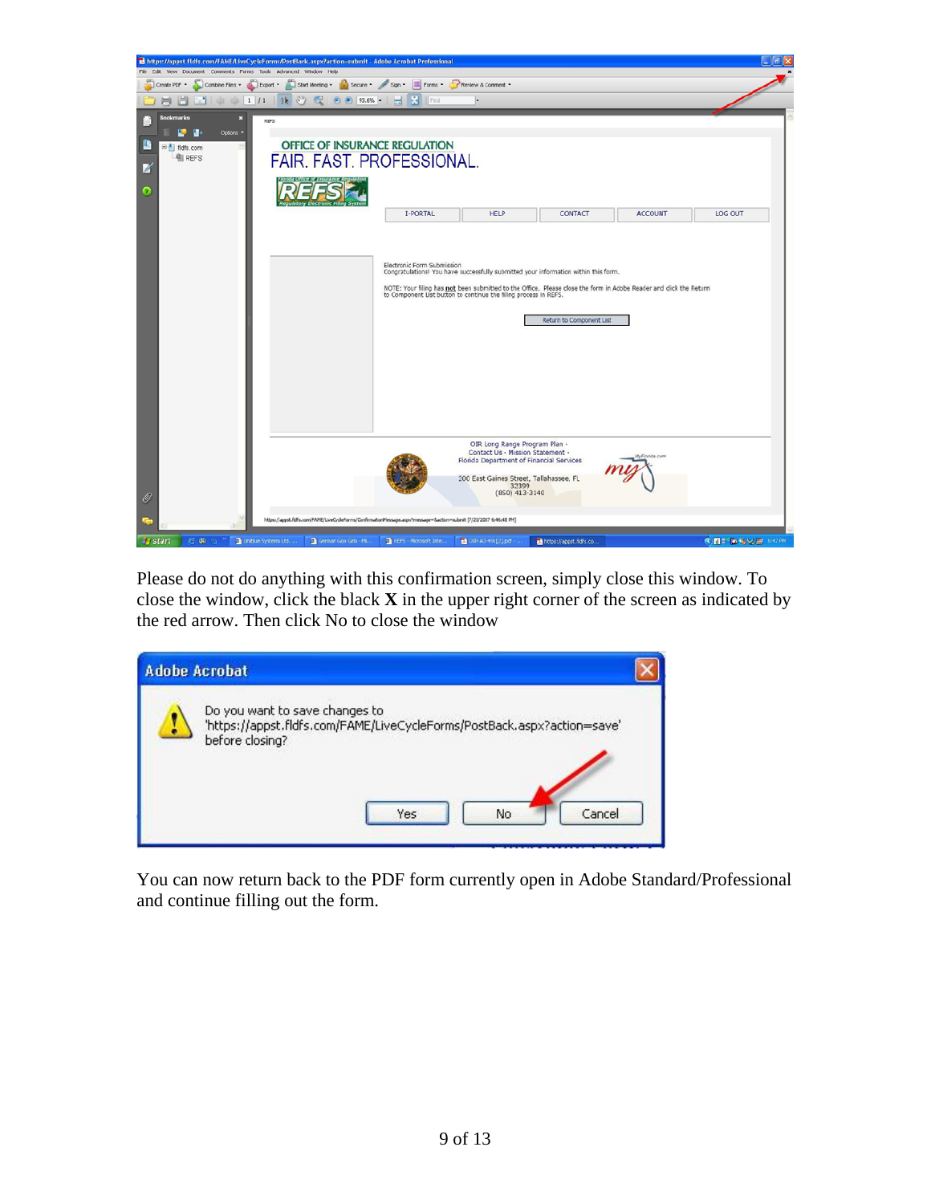Please do not do anything with this confirmation screen, simply close this window. To close the window, click the black **X** in the upper right corner of the screen as indicated by the red arrow. Then click No to close the window

You can now return back to the PDF form currently open in Adobe Standard/Professional and continue filling out the form.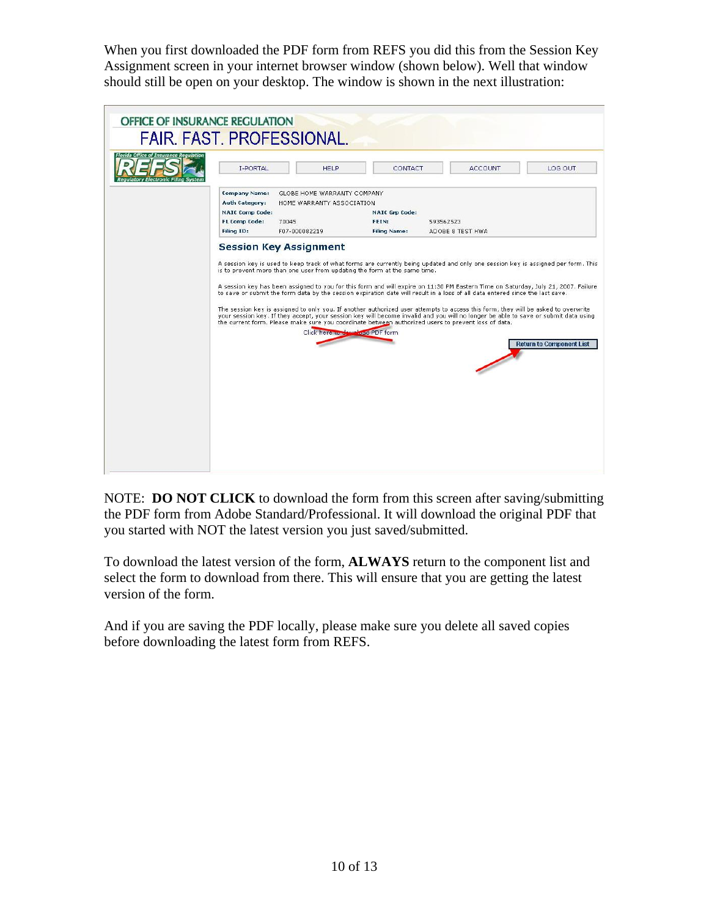When you first downloaded the PDF form from REFS you did this from the Session Key Assignment screen in your internet browser window (shown below). Well that window should still be open on your desktop. The window is shown in the next illustration:

OFFICE OF INSURANCE REGULATION
FAIR. FAST. PROFESSIONAL.

I-PORTAL | HELP | CONTACT | ACCOUNT | LOG OUT

| | | | |
|---|---|---|---|
| **Company Name:** | GLOBE HOME WARRANTY COMPANY | | |
| **Auth Category:** | HOME WARRANTY ASSOCIATION | | |
| **NAIC Comp Code:** | | **NAIC Grp Code:** | |
| **FL Comp Code:** | 70045 | **FEIN:** | 593562523 |
| **Filing ID:** | F07-000082219 | **Filing Name:** | ADOBE 8 TEST HWA |

**Session Key Assignment**

A session key is used to keep track of what forms are currently being updated and only one session key is assigned per form. This is to prevent more than one user from updating the form at the same time.

A session key has been assigned to you for this form and will expire on 11:30 PM Eastern Time on Saturday, July 21, 2007. Failure to save or submit the form data by the session expiration date will result in a loss of all data entered since the last save.

The session key is assigned to only you. If another authorized user attempts to access this form, they will be asked to overwrite your session key. If they accept, your session key will become invalid and you will no longer be able to save or submit data using the current form. Please make sure you coordinate between authorized users to prevent loss of data.

Click here to download PDF form

Return to Component List

NOTE: **DO NOT CLICK** to download the form from this screen after saving/submitting the PDF form from Adobe Standard/Professional. It will download the original PDF that you started with NOT the latest version you just saved/submitted.

To download the latest version of the form, **ALWAYS** return to the component list and select the form to download from there. This will ensure that you are getting the latest version of the form.

And if you are saving the PDF locally, please make sure you delete all saved copies before downloading the latest form from REFS.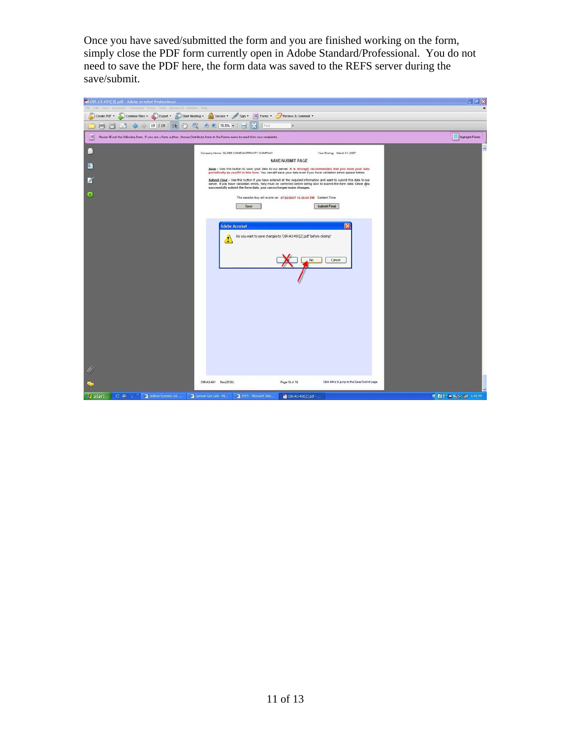Once you have saved/submitted the form and you are finished working on the form, simply close the PDF form currently open in Adobe Standard/Professional. You do not need to save the PDF here, the form data was saved to the REFS server during the save/submit.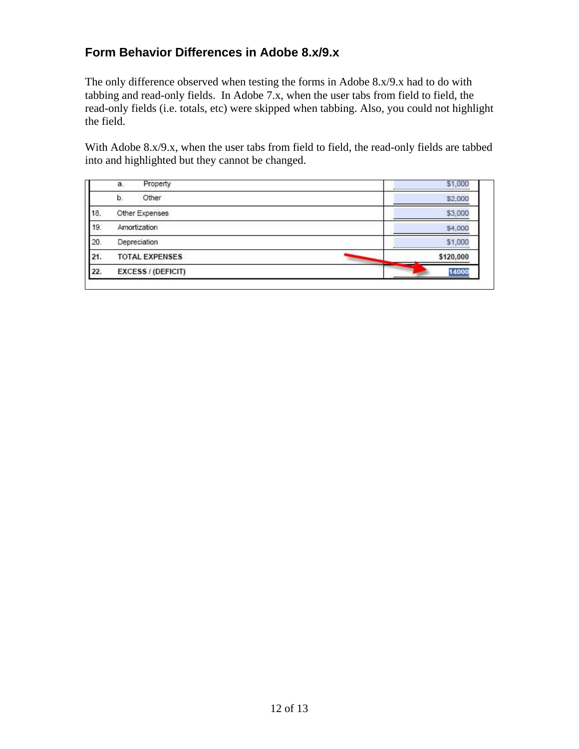## Form Behavior Differences in Adobe 8.x/9.x

The only difference observed when testing the forms in Adobe 8.x/9.x had to do with tabbing and read-only fields. In Adobe 7.x, when the user tabs from field to field, the read-only fields (i.e. totals, etc) were skipped when tabbing. Also, you could not highlight the field.

With Adobe 8.x/9.x, when the user tabs from field to field, the read-only fields are tabbed into and highlighted but they cannot be changed.

| | | |
|---|---|---|
| | a. Property | $1,000 |
| | b. Other | $2,000 |
| 18. | Other Expenses | $3,000 |
| 19. | Amortization | $4,000 |
| 20. | Depreciation | $1,000 |
| **21.** | **TOTAL EXPENSES** | **$120,000** |
| **22.** | **EXCESS / (DEFICIT)** | 14000 |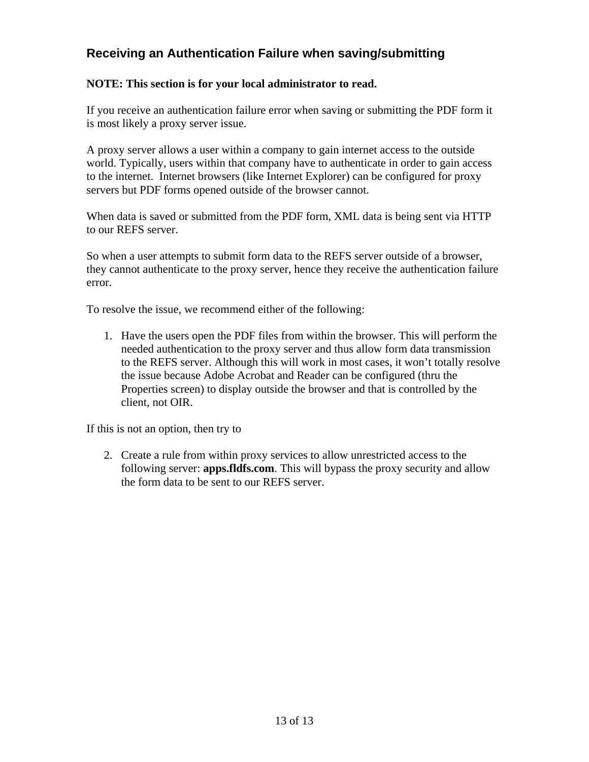## Receiving an Authentication Failure when saving/submitting

**NOTE: This section is for your local administrator to read.**

If you receive an authentication failure error when saving or submitting the PDF form it is most likely a proxy server issue.

A proxy server allows a user within a company to gain internet access to the outside world. Typically, users within that company have to authenticate in order to gain access to the internet. Internet browsers (like Internet Explorer) can be configured for proxy servers but PDF forms opened outside of the browser cannot.

When data is saved or submitted from the PDF form, XML data is being sent via HTTP to our REFS server.

So when a user attempts to submit form data to the REFS server outside of a browser, they cannot authenticate to the proxy server, hence they receive the authentication failure error.

To resolve the issue, we recommend either of the following:

1. Have the users open the PDF files from within the browser. This will perform the needed authentication to the proxy server and thus allow form data transmission to the REFS server. Although this will work in most cases, it won't totally resolve the issue because Adobe Acrobat and Reader can be configured (thru the Properties screen) to display outside the browser and that is controlled by the client, not OIR.

If this is not an option, then try to

2. Create a rule from within proxy services to allow unrestricted access to the following server: **apps.fldfs.com**. This will bypass the proxy security and allow the form data to be sent to our REFS server.